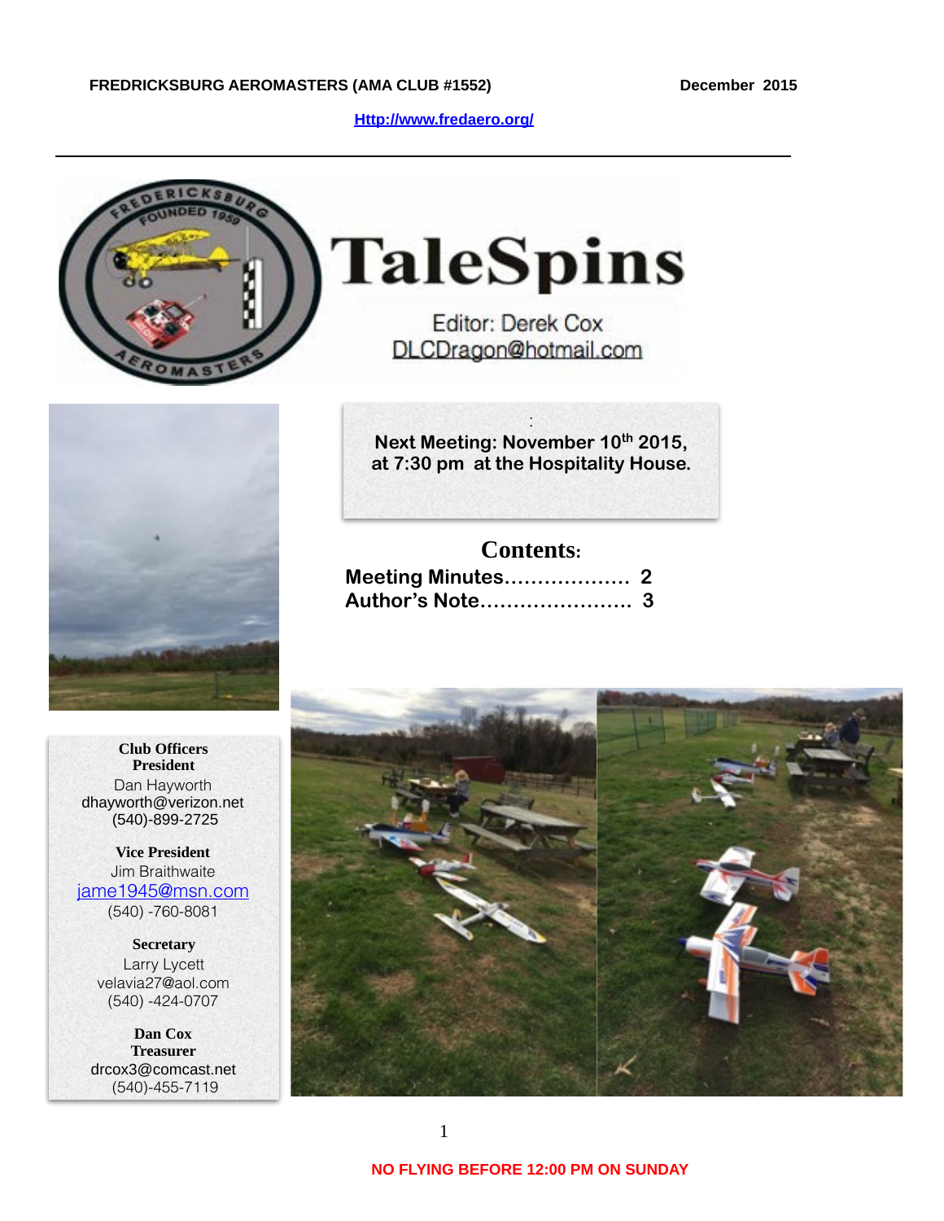**FREDRICKSBURG AEROMASTERS (AMA CLUB #1552)** **December 2015**

[Http://www.fredaero.org/](Http://www.fredaero.org/)

# TaleSpins

Editor: Derek Cox
DLCDragon@hotmail.com

**Next Meeting: November 10th 2015, at 7:30 pm at the Hospitality House.**

## Contents:

**Meeting Minutes.................. 2**
**Author's Note...................... 3**

**Club Officers**

**President**
Dan Hayworth
dhayworth@verizon.net
(540)-899-2725

**Vice President**
Jim Braithwaite
jame1945@msn.com
(540) -760-8081

**Secretary**
Larry Lycett
velavia27@aol.com
(540) -424-0707

**Dan Cox**
**Treasurer**
drcox3@comcast.net
(540)-455-7119

**NO FLYING BEFORE 12:00 PM ON SUNDAY**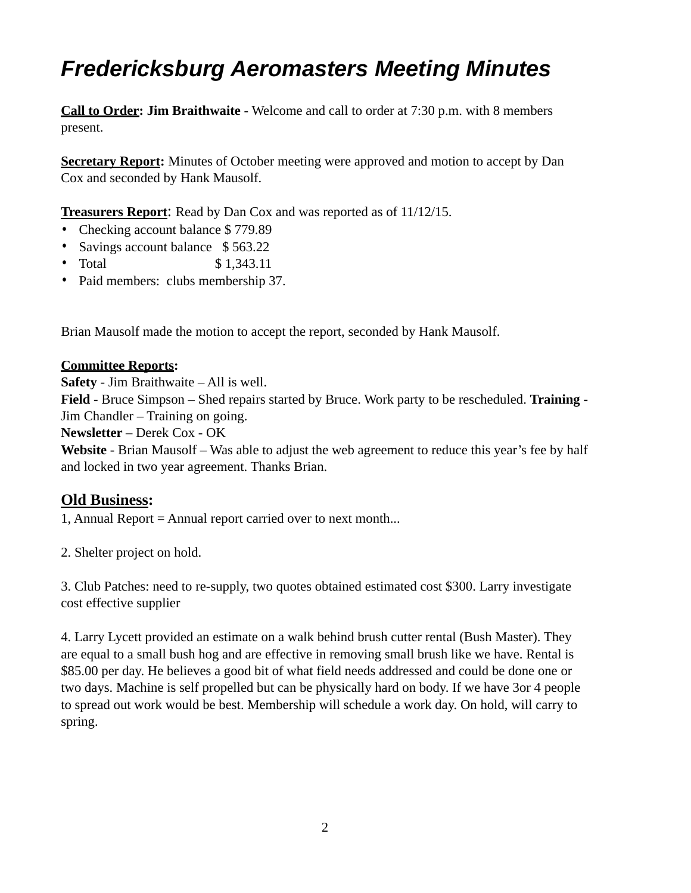# *Fredericksburg Aeromasters Meeting Minutes*

**Call to Order: Jim Braithwaite** - Welcome and call to order at 7:30 p.m. with 8 members present.

**Secretary Report:** Minutes of October meeting were approved and motion to accept by Dan Cox and seconded by Hank Mausolf.

**Treasurers Report**: Read by Dan Cox and was reported as of 11/12/15.

- Checking account balance $ 779.89
- Savings account balance $ 563.22
- Total $ 1,343.11
- Paid members: clubs membership 37.

Brian Mausolf made the motion to accept the report, seconded by Hank Mausolf.

**Committee Reports:**

**Safety** - Jim Braithwaite – All is well.

**Field** - Bruce Simpson – Shed repairs started by Bruce. Work party to be rescheduled. **Training** - Jim Chandler – Training on going.

**Newsletter** – Derek Cox - OK

**Website** - Brian Mausolf – Was able to adjust the web agreement to reduce this year's fee by half and locked in two year agreement. Thanks Brian.

## Old Business:

1, Annual Report = Annual report carried over to next month...

2. Shelter project on hold.

3. Club Patches: need to re-supply, two quotes obtained estimated cost $300. Larry investigate cost effective supplier

4. Larry Lycett provided an estimate on a walk behind brush cutter rental (Bush Master). They are equal to a small bush hog and are effective in removing small brush like we have. Rental is $85.00 per day. He believes a good bit of what field needs addressed and could be done one or two days. Machine is self propelled but can be physically hard on body. If we have 3or 4 people to spread out work would be best. Membership will schedule a work day. On hold, will carry to spring.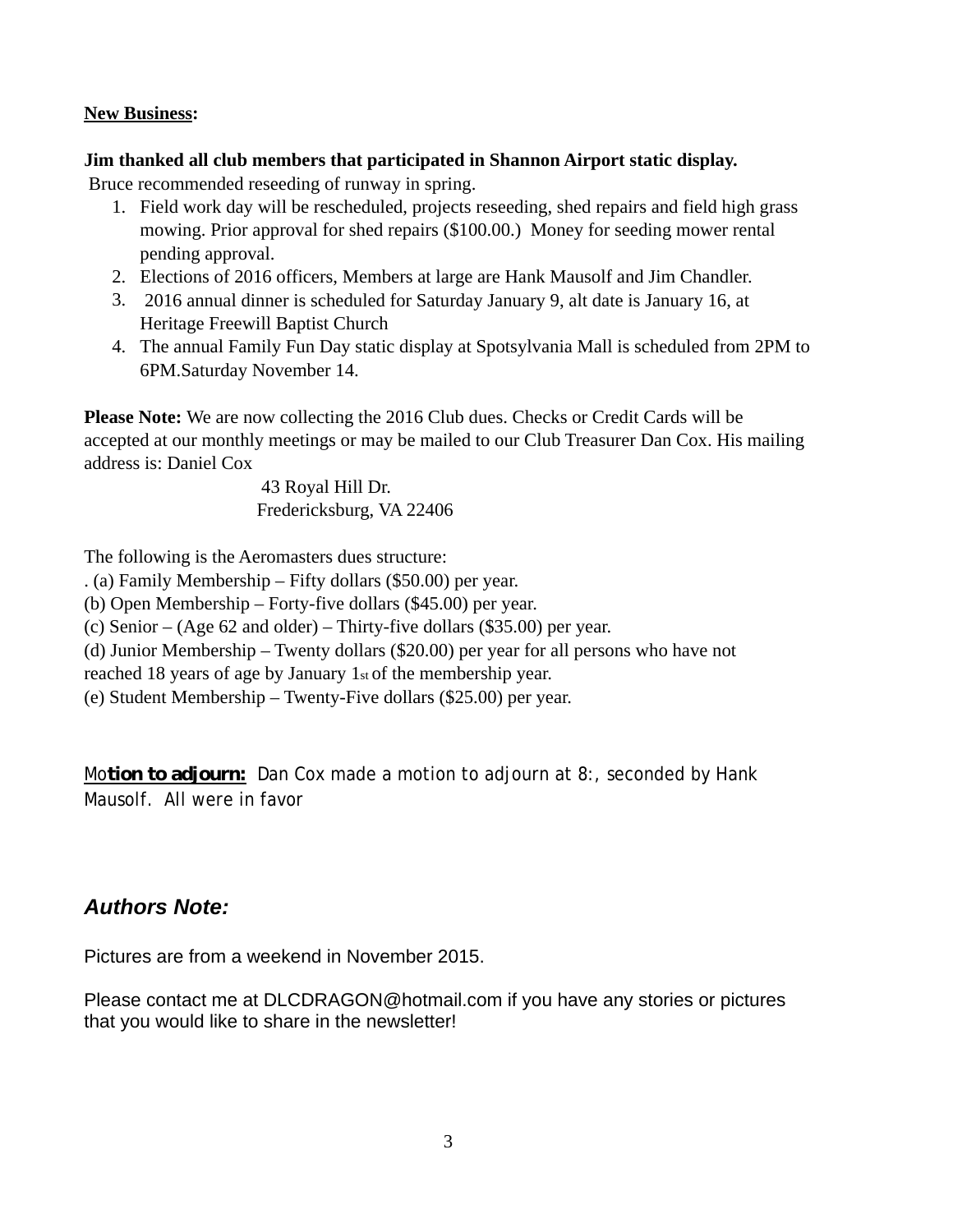**New Business:**

**Jim thanked all club members that participated in Shannon Airport static display.**
Bruce recommended reseeding of runway in spring.

1. Field work day will be rescheduled, projects reseeding, shed repairs and field high grass mowing. Prior approval for shed repairs ($100.00.) Money for seeding mower rental pending approval.
2. Elections of 2016 officers, Members at large are Hank Mausolf and Jim Chandler.
3. 2016 annual dinner is scheduled for Saturday January 9, alt date is January 16, at Heritage Freewill Baptist Church
4. The annual Family Fun Day static display at Spotsylvania Mall is scheduled from 2PM to 6PM.Saturday November 14.

**Please Note:** We are now collecting the 2016 Club dues. Checks or Credit Cards will be accepted at our monthly meetings or may be mailed to our Club Treasurer Dan Cox. His mailing address is: Daniel Cox

43 Royal Hill Dr.
Fredericksburg, VA 22406

The following is the Aeromasters dues structure:
. (a) Family Membership – Fifty dollars ($50.00) per year.
(b) Open Membership – Forty-five dollars ($45.00) per year.
(c) Senior – (Age 62 and older) – Thirty-five dollars ($35.00) per year.
(d) Junior Membership – Twenty dollars ($20.00) per year for all persons who have not reached 18 years of age by January 1st of the membership year.
(e) Student Membership – Twenty-Five dollars ($25.00) per year.

**Motion to adjourn:** *Dan Cox made a motion to adjourn at 8:, seconded by Hank Mausolf. All were in favor*

## *Authors Note:*

Pictures are from a weekend in November 2015.

Please contact me at DLCDRAGON@hotmail.com if you have any stories or pictures that you would like to share in the newsletter!